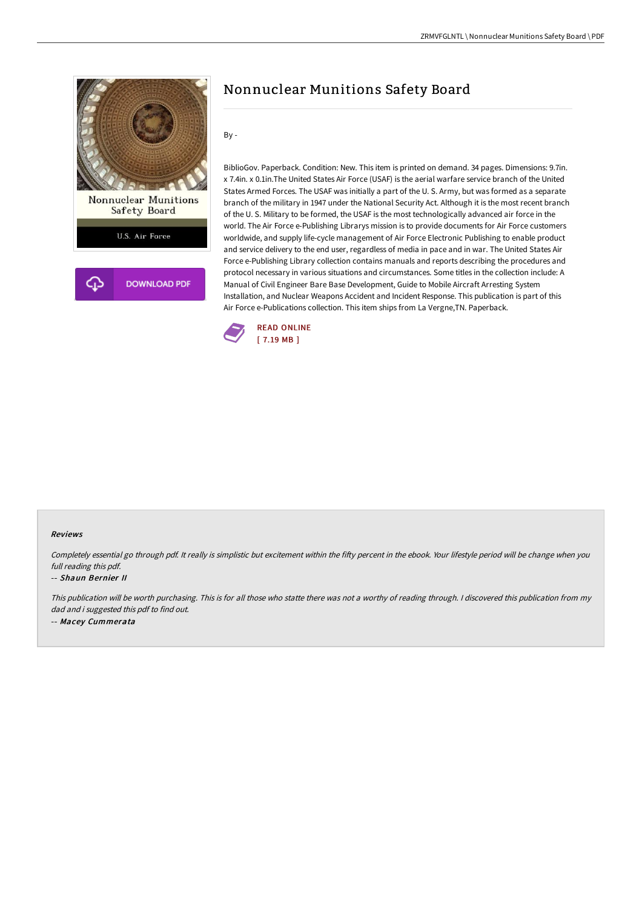# Nonnuclear Munitions Safety Board

By -

BiblioGov. Paperback. Condition: New. This item is printed on demand. 34 pages. Dimensions: 9.7in. x 7.4in. x 0.1in.The United States Air Force (USAF) is the aerial warfare service branch of the United States Armed Forces. The USAF was initially a part of the U. S. Army, but was formed as a separate branch of the military in 1947 under the National Security Act. Although it is the most recent branch of the U. S. Military to be formed, the USAF is the most technologically advanced air force in the world. The Air Force e-Publishing Librarys mission is to provide documents for Air Force customers worldwide, and supply life-cycle management of Air Force Electronic Publishing to enable product and service delivery to the end user, regardless of media in pace and in war. The United States Air Force e-Publishing Library collection contains manuals and reports describing the procedures and protocol necessary in various situations and circumstances. Some titles in the collection include: A Manual of Civil Engineer Bare Base Development, Guide to Mobile Aircraft Arresting System Installation, and Nuclear Weapons Accident and Incident Response. This publication is part of this Air Force e-Publications collection. This item ships from La Vergne,TN. Paperback.

READ ONLINE
[ 7.19 MB ]

### Reviews

*Completely essential go through pdf. It really is simplistic but excitement within the fifty percent in the ebook. Your lifestyle period will be change when you full reading this pdf.*

-- *Shaun Bernier II*

*This publication will be worth purchasing. This is for all those who statte there was not a worthy of reading through. I discovered this publication from my dad and i suggested this pdf to find out.*

-- *Macey Cummerata*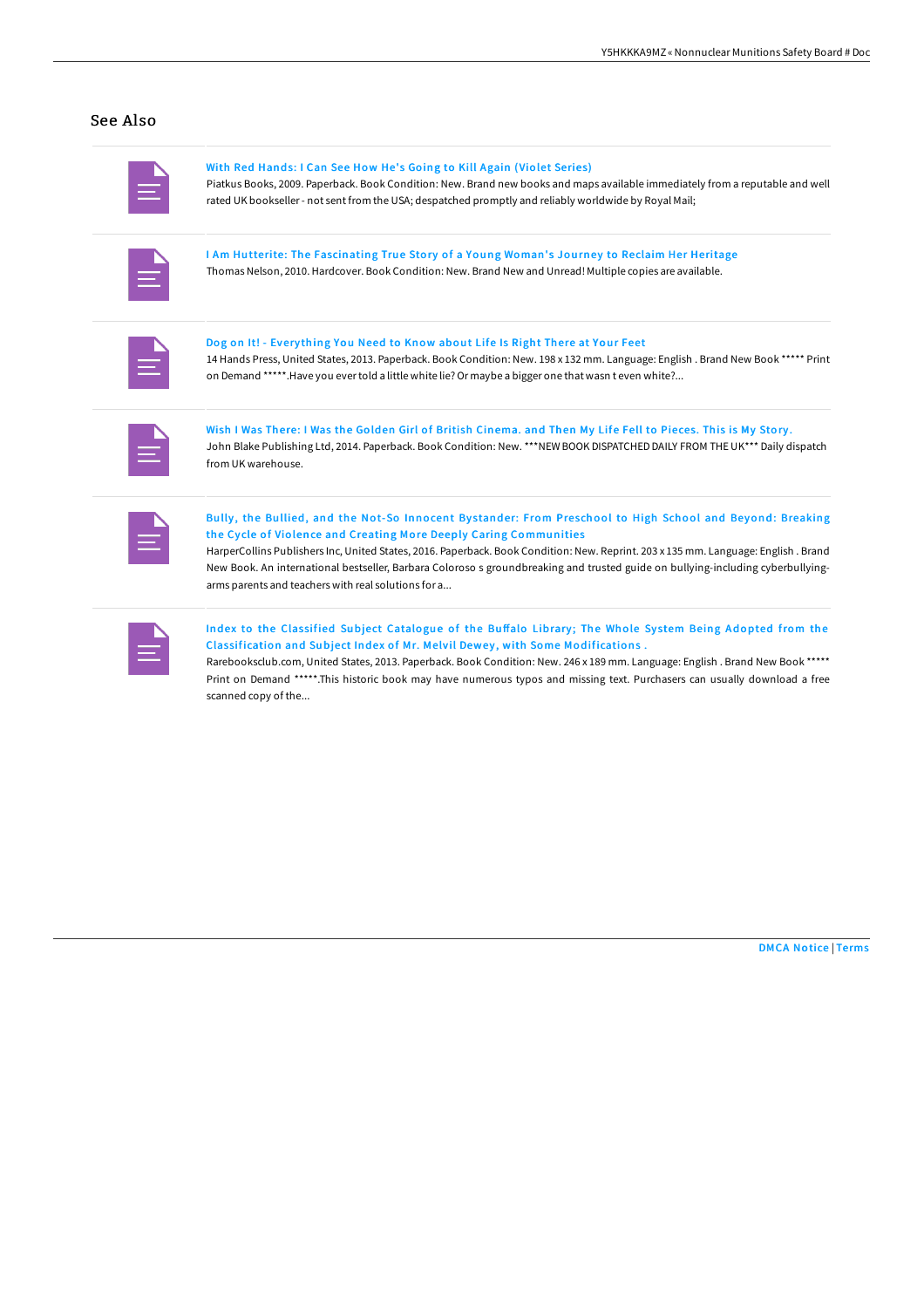## See Also

**With Red Hands: I Can See How He's Going to Kill Again (Violet Series)**
Piatkus Books, 2009. Paperback. Book Condition: New. Brand new books and maps available immediately from a reputable and well rated UK bookseller - not sent from the USA; despatched promptly and reliably worldwide by Royal Mail;

**I Am Hutterite: The Fascinating True Story of a Young Woman's Journey to Reclaim Her Heritage**
Thomas Nelson, 2010. Hardcover. Book Condition: New. Brand New and Unread! Multiple copies are available.

**Dog on It! - Everything You Need to Know about Life Is Right There at Your Feet**
14 Hands Press, United States, 2013. Paperback. Book Condition: New. 198 x 132 mm. Language: English . Brand New Book ***** Print on Demand *****.Have you ever told a little white lie? Or maybe a bigger one that wasn t even white?...

**Wish I Was There: I Was the Golden Girl of British Cinema. and Then My Life Fell to Pieces. This is My Story.**
John Blake Publishing Ltd, 2014. Paperback. Book Condition: New. ***NEW BOOK DISPATCHED DAILY FROM THE UK*** Daily dispatch from UK warehouse.

**Bully, the Bullied, and the Not-So Innocent Bystander: From Preschool to High School and Beyond: Breaking the Cycle of Violence and Creating More Deeply Caring Communities**
HarperCollins Publishers Inc, United States, 2016. Paperback. Book Condition: New. Reprint. 203 x 135 mm. Language: English . Brand New Book. An international bestseller, Barbara Coloroso s groundbreaking and trusted guide on bullying-including cyberbullying-arms parents and teachers with real solutions for a...

**Index to the Classified Subject Catalogue of the Buffalo Library; The Whole System Being Adopted from the Classification and Subject Index of Mr. Melvil Dewey, with Some Modifications .**
Rarebooksclub.com, United States, 2013. Paperback. Book Condition: New. 246 x 189 mm. Language: English . Brand New Book ***** Print on Demand *****.This historic book may have numerous typos and missing text. Purchasers can usually download a free scanned copy of the...

DMCA Notice | Terms